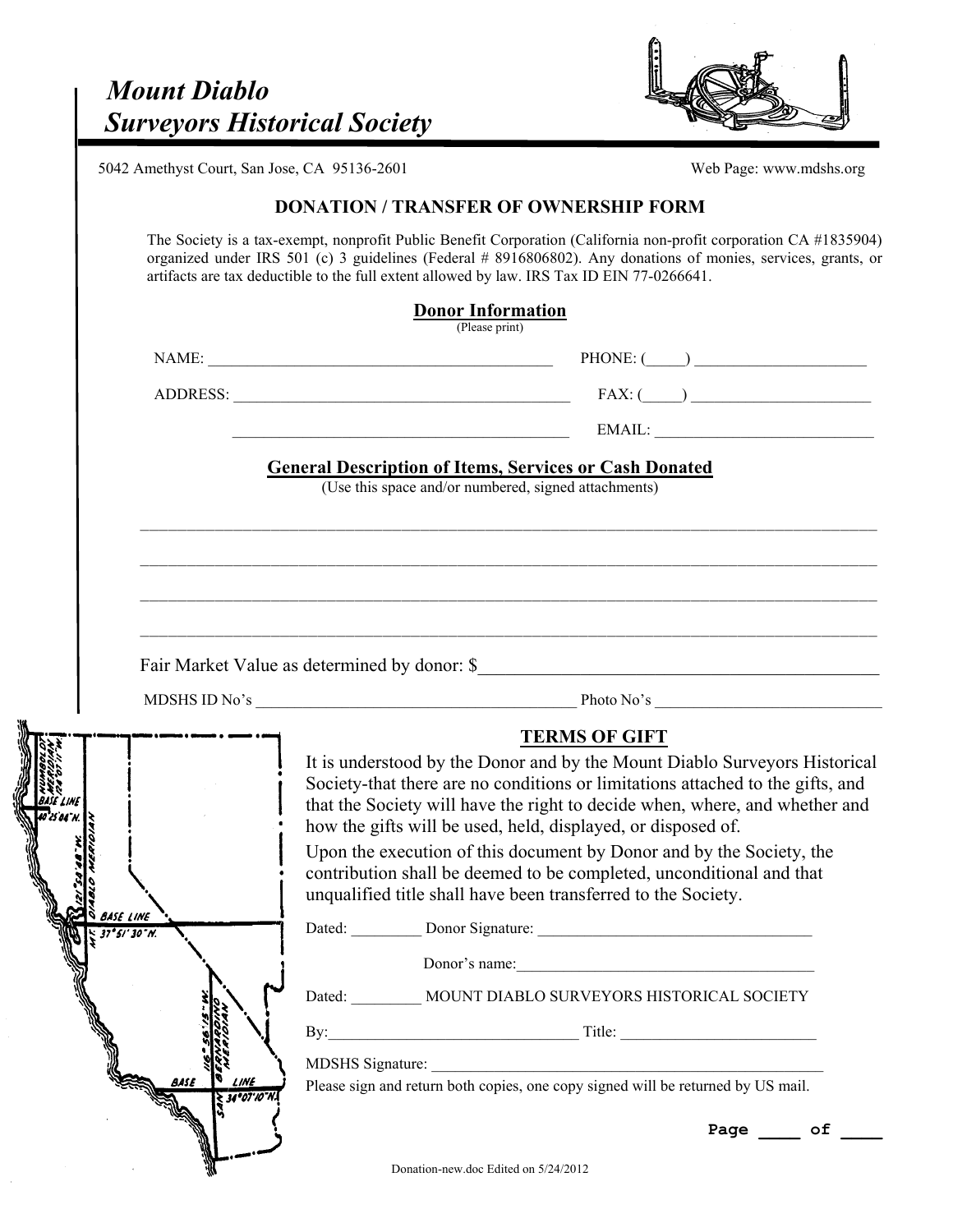# Mount Diablo Surveyors Historical Society

5042 Amethyst Court, San Jose, CA 95136-2601 Web Page: www.mdshs.org

## DONATION / TRANSFER OF OWNERSHIP FORM

The Society is a tax-exempt, nonprofit Public Benefit Corporation (California non-profit corporation CA #1835904) organized under IRS 501 (c) 3 guidelines (Federal # 8916806802). Any donations of monies, services, grants, or artifacts are tax deductible to the full extent allowed by law. IRS Tax ID EIN 77-0266641.

### Donor Information

(Please print)

NAME: ______________________________________________ PHONE: (_____) ______________________

ADDRESS: ___________________________________________ FAX: (_____) ______________________

___________________________________________ EMAIL: ____________________________

### General Description of Items, Services or Cash Donated

(Use this space and/or numbered, signed attachments)

_____________________________________________________________________________________________

_____________________________________________________________________________________________

_____________________________________________________________________________________________

_____________________________________________________________________________________________

Fair Market Value as determined by donor: $_____________________________________________

MDSHS ID No's __________________________________________ Photo No's ____________________________

### TERMS OF GIFT

It is understood by the Donor and by the Mount Diablo Surveyors Historical Society-that there are no conditions or limitations attached to the gifts, and that the Society will have the right to decide when, where, and whether and how the gifts will be used, held, displayed, or disposed of.

Upon the execution of this document by Donor and by the Society, the contribution shall be deemed to be completed, unconditional and that unqualified title shall have been transferred to the Society.

Dated: _________ Donor Signature: ___________________________________

Donor's name:_______________________________________

Dated: _________ MOUNT DIABLO SURVEYORS HISTORICAL SOCIETY

By:________________________________ Title: _________________________

MDSHS Signature: ___________________________________________________

Please sign and return both copies, one copy signed will be returned by US mail.

Page ____ of ____

Donation-new.doc Edited on 5/24/2012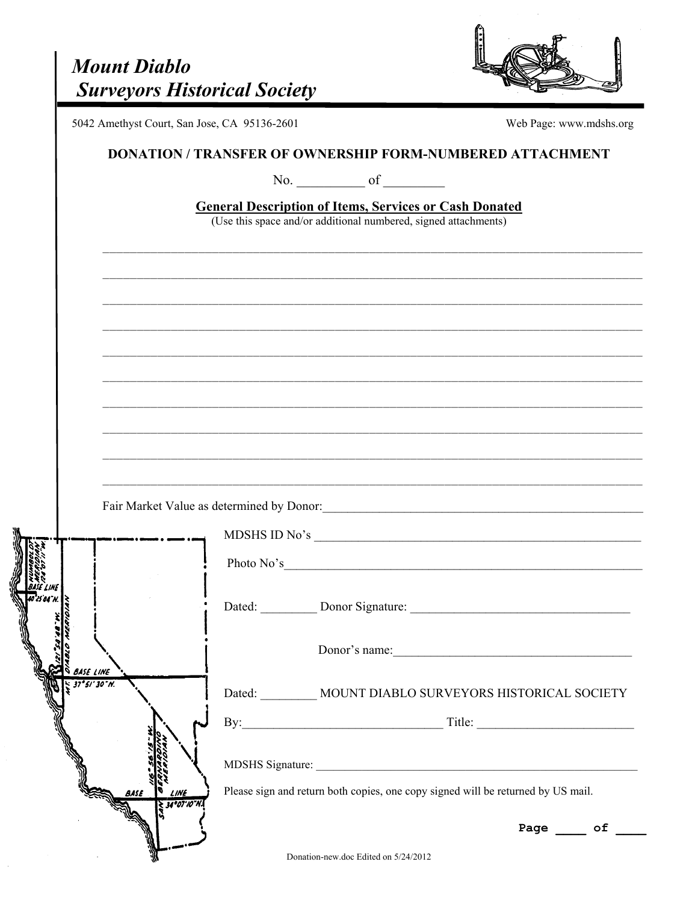# *Mount Diablo Surveyors Historical Society*

5042 Amethyst Court, San Jose, CA 95136-2601

Web Page: www.mdshs.org

## DONATION / TRANSFER OF OWNERSHIP FORM-NUMBERED ATTACHMENT

No. __________ of _________

**General Description of Items, Services or Cash Donated**

(Use this space and/or additional numbered, signed attachments)

_______________________________________________________________________________

_______________________________________________________________________________

_______________________________________________________________________________

_______________________________________________________________________________

_______________________________________________________________________________

_______________________________________________________________________________

_______________________________________________________________________________

_______________________________________________________________________________

_______________________________________________________________________________

_______________________________________________________________________________

Fair Market Value as determined by Donor:_______________________________________________

MDSHS ID No's ____________________________________________________

Photo No's_______________________________________________________

Dated: _________ Donor Signature: ___________________________________

Donor's name:_____________________________________

Dated: _________ MOUNT DIABLO SURVEYORS HISTORICAL SOCIETY

By:________________________________ Title: _________________________

MDSHS Signature: _______________________________________________________

Please sign and return both copies, one copy signed will be returned by US mail.

Page ____ of ____

Donation-new.doc Edited on 5/24/2012